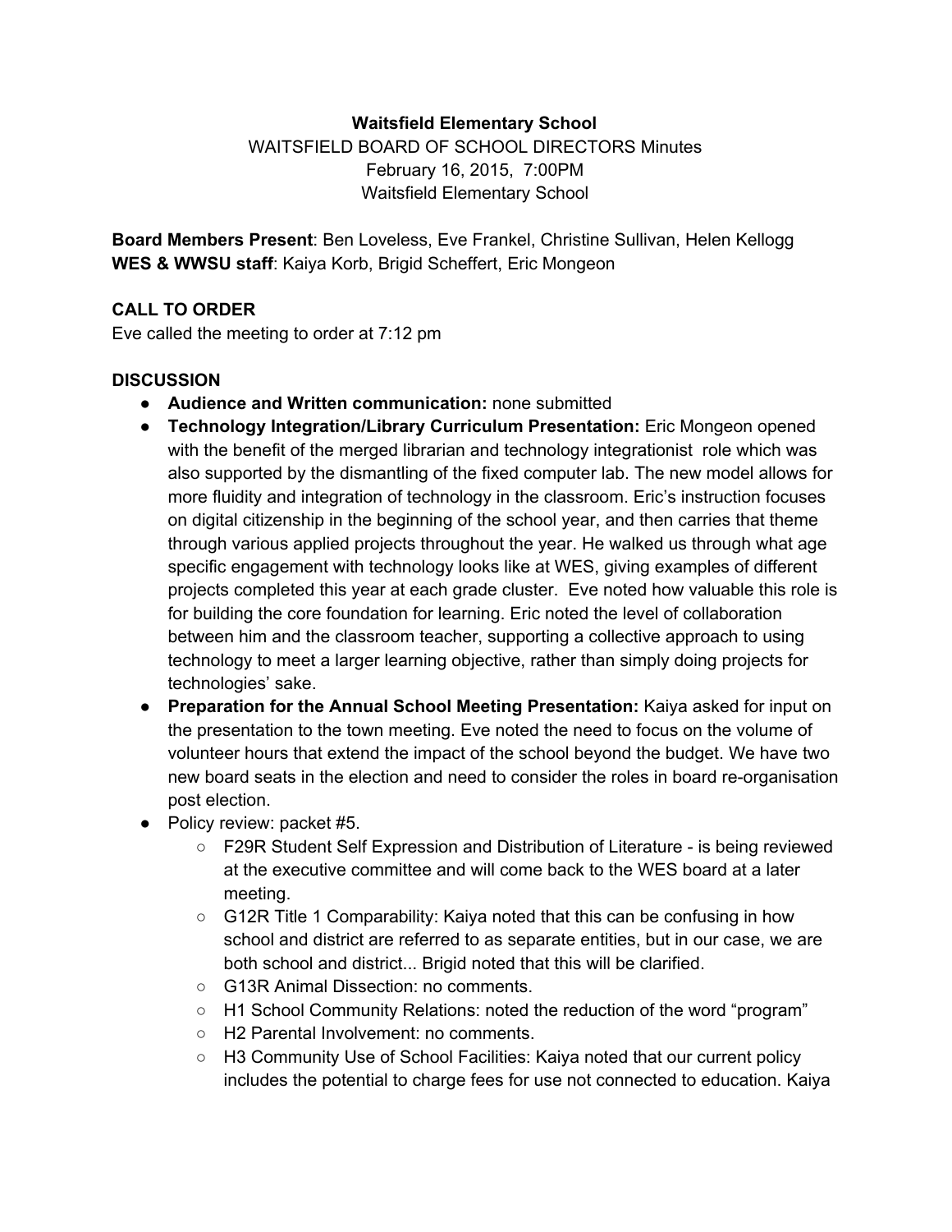**Waitsfield Elementary School**

WAITSFIELD BOARD OF SCHOOL DIRECTORS Minutes

February 16, 2015, 7:00PM

Waitsfield Elementary School

**Board Members Present**: Ben Loveless, Eve Frankel, Christine Sullivan, Helen Kellogg
**WES & WWSU staff**: Kaiya Korb, Brigid Scheffert, Eric Mongeon

**CALL TO ORDER**

Eve called the meeting to order at 7:12 pm

**DISCUSSION**

- **Audience and Written communication:** none submitted
- **Technology Integration/Library Curriculum Presentation:** Eric Mongeon opened with the benefit of the merged librarian and technology integrationist role which was also supported by the dismantling of the fixed computer lab. The new model allows for more fluidity and integration of technology in the classroom. Eric's instruction focuses on digital citizenship in the beginning of the school year, and then carries that theme through various applied projects throughout the year. He walked us through what age specific engagement with technology looks like at WES, giving examples of different projects completed this year at each grade cluster. Eve noted how valuable this role is for building the core foundation for learning. Eric noted the level of collaboration between him and the classroom teacher, supporting a collective approach to using technology to meet a larger learning objective, rather than simply doing projects for technologies' sake.
- **Preparation for the Annual School Meeting Presentation:** Kaiya asked for input on the presentation to the town meeting. Eve noted the need to focus on the volume of volunteer hours that extend the impact of the school beyond the budget. We have two new board seats in the election and need to consider the roles in board re-organisation post election.
- Policy review: packet #5.
    - F29R Student Self Expression and Distribution of Literature - is being reviewed at the executive committee and will come back to the WES board at a later meeting.
    - G12R Title 1 Comparability: Kaiya noted that this can be confusing in how school and district are referred to as separate entities, but in our case, we are both school and district... Brigid noted that this will be clarified.
    - G13R Animal Dissection: no comments.
    - H1 School Community Relations: noted the reduction of the word "program"
    - H2 Parental Involvement: no comments.
    - H3 Community Use of School Facilities: Kaiya noted that our current policy includes the potential to charge fees for use not connected to education. Kaiya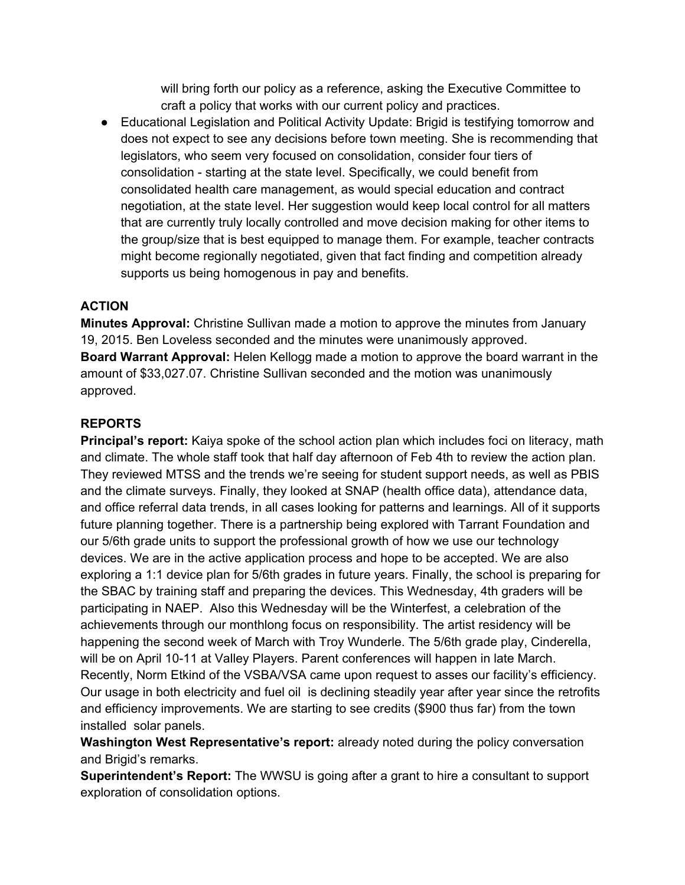will bring forth our policy as a reference, asking the Executive Committee to craft a policy that works with our current policy and practices.

- Educational Legislation and Political Activity Update: Brigid is testifying tomorrow and does not expect to see any decisions before town meeting. She is recommending that legislators, who seem very focused on consolidation, consider four tiers of consolidation - starting at the state level. Specifically, we could benefit from consolidated health care management, as would special education and contract negotiation, at the state level. Her suggestion would keep local control for all matters that are currently truly locally controlled and move decision making for other items to the group/size that is best equipped to manage them. For example, teacher contracts might become regionally negotiated, given that fact finding and competition already supports us being homogenous in pay and benefits.

**ACTION**

**Minutes Approval:** Christine Sullivan made a motion to approve the minutes from January 19, 2015. Ben Loveless seconded and the minutes were unanimously approved.
**Board Warrant Approval:** Helen Kellogg made a motion to approve the board warrant in the amount of $33,027.07. Christine Sullivan seconded and the motion was unanimously approved.

**REPORTS**

**Principal's report:** Kaiya spoke of the school action plan which includes foci on literacy, math and climate. The whole staff took that half day afternoon of Feb 4th to review the action plan. They reviewed MTSS and the trends we're seeing for student support needs, as well as PBIS and the climate surveys. Finally, they looked at SNAP (health office data), attendance data, and office referral data trends, in all cases looking for patterns and learnings. All of it supports future planning together. There is a partnership being explored with Tarrant Foundation and our 5/6th grade units to support the professional growth of how we use our technology devices. We are in the active application process and hope to be accepted. We are also exploring a 1:1 device plan for 5/6th grades in future years. Finally, the school is preparing for the SBAC by training staff and preparing the devices. This Wednesday, 4th graders will be participating in NAEP. Also this Wednesday will be the Winterfest, a celebration of the achievements through our monthlong focus on responsibility. The artist residency will be happening the second week of March with Troy Wunderle. The 5/6th grade play, Cinderella, will be on April 10-11 at Valley Players. Parent conferences will happen in late March. Recently, Norm Etkind of the VSBA/VSA came upon request to asses our facility's efficiency. Our usage in both electricity and fuel oil is declining steadily year after year since the retrofits and efficiency improvements. We are starting to see credits ($900 thus far) from the town installed solar panels.
**Washington West Representative's report:** already noted during the policy conversation and Brigid's remarks.
**Superintendent's Report:** The WWSU is going after a grant to hire a consultant to support exploration of consolidation options.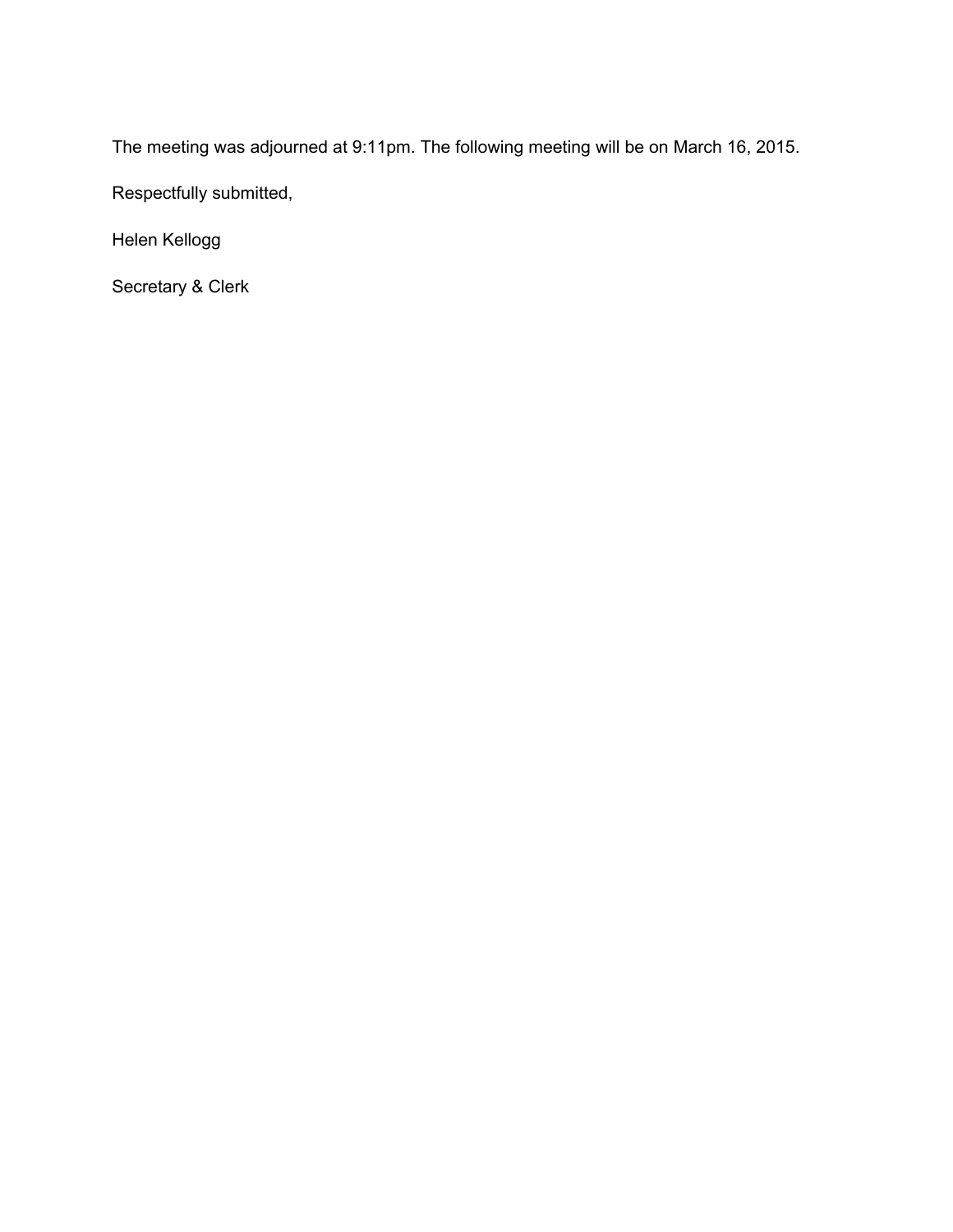The meeting was adjourned at 9:11pm. The following meeting will be on March 16, 2015.

Respectfully submitted,

Helen Kellogg

Secretary & Clerk